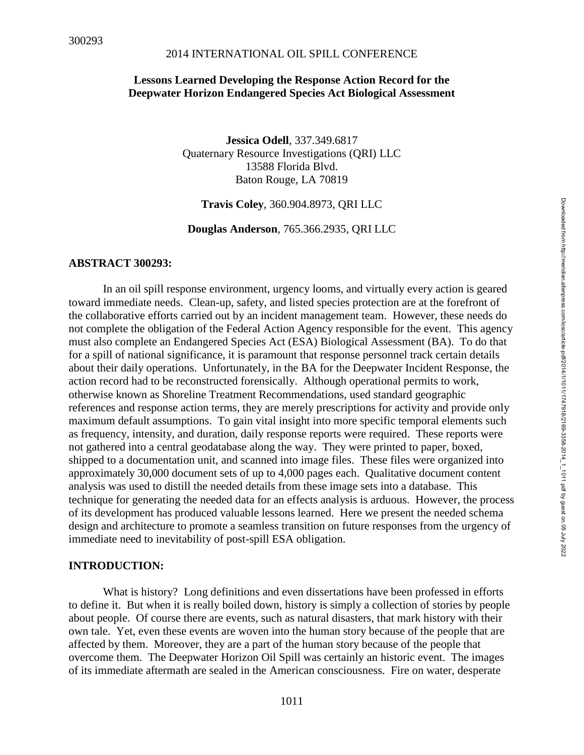300293

2014 INTERNATIONAL OIL SPILL CONFERENCE

# Lessons Learned Developing the Response Action Record for the Deepwater Horizon Endangered Species Act Biological Assessment

**Jessica Odell**, 337.349.6817
Quaternary Resource Investigations (QRI) LLC
13588 Florida Blvd.
Baton Rouge, LA 70819

**Travis Coley**, 360.904.8973, QRI LLC

**Douglas Anderson**, 765.366.2935, QRI LLC

## ABSTRACT 300293:

In an oil spill response environment, urgency looms, and virtually every action is geared toward immediate needs. Clean-up, safety, and listed species protection are at the forefront of the collaborative efforts carried out by an incident management team. However, these needs do not complete the obligation of the Federal Action Agency responsible for the event. This agency must also complete an Endangered Species Act (ESA) Biological Assessment (BA). To do that for a spill of national significance, it is paramount that response personnel track certain details about their daily operations. Unfortunately, in the BA for the Deepwater Incident Response, the action record had to be reconstructed forensically. Although operational permits to work, otherwise known as Shoreline Treatment Recommendations, used standard geographic references and response action terms, they are merely prescriptions for activity and provide only maximum default assumptions. To gain vital insight into more specific temporal elements such as frequency, intensity, and duration, daily response reports were required. These reports were not gathered into a central geodatabase along the way. They were printed to paper, boxed, shipped to a documentation unit, and scanned into image files. These files were organized into approximately 30,000 document sets of up to 4,000 pages each. Qualitative document content analysis was used to distill the needed details from these image sets into a database. This technique for generating the needed data for an effects analysis is arduous. However, the process of its development has produced valuable lessons learned. Here we present the needed schema design and architecture to promote a seamless transition on future responses from the urgency of immediate need to inevitability of post-spill ESA obligation.

## INTRODUCTION:

What is history? Long definitions and even dissertations have been professed in efforts to define it. But when it is really boiled down, history is simply a collection of stories by people about people. Of course there are events, such as natural disasters, that mark history with their own tale. Yet, even these events are woven into the human story because of the people that are affected by them. Moreover, they are a part of the human story because of the people that overcome them. The Deepwater Horizon Oil Spill was certainly an historic event. The images of its immediate aftermath are sealed in the American consciousness. Fire on water, desperate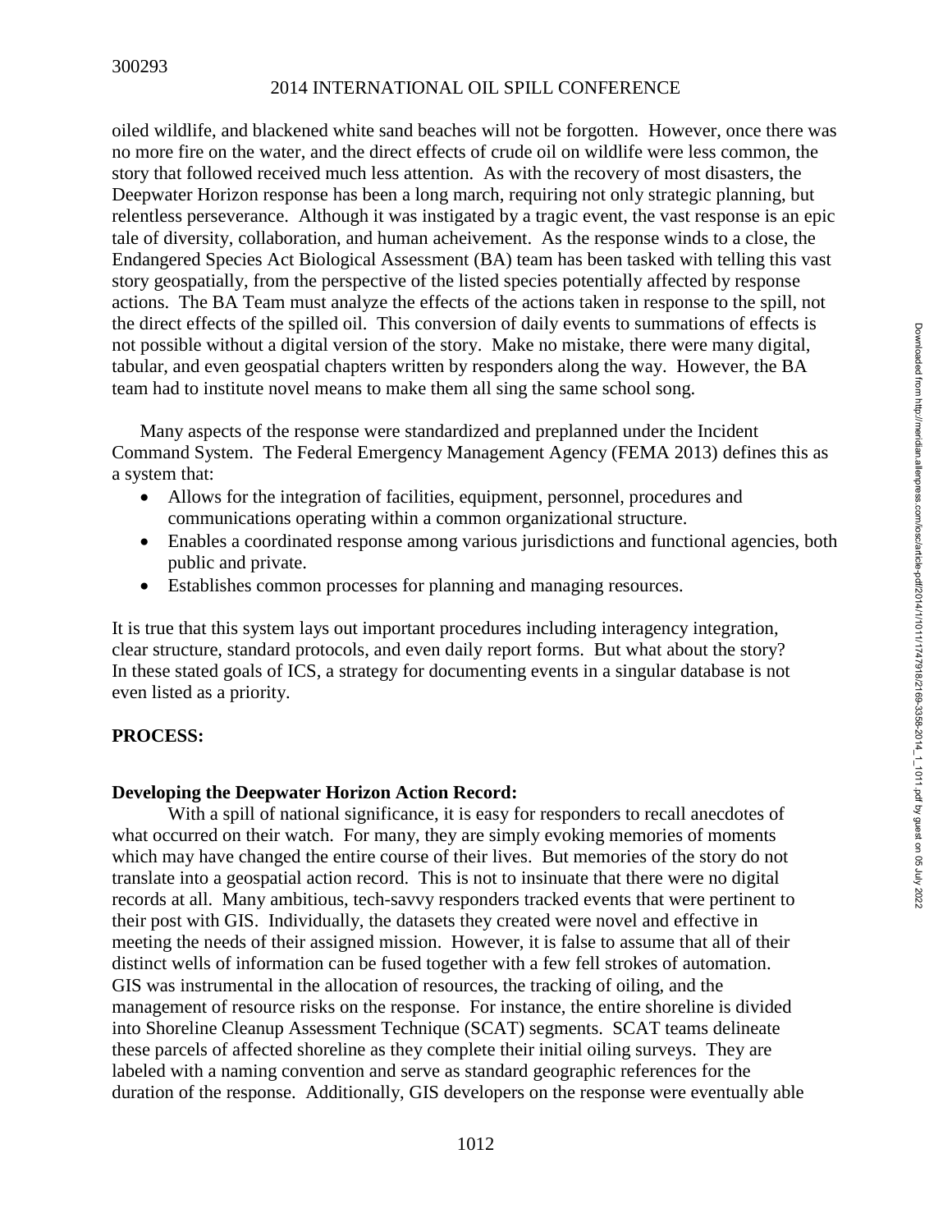oiled wildlife, and blackened white sand beaches will not be forgotten. However, once there was no more fire on the water, and the direct effects of crude oil on wildlife were less common, the story that followed received much less attention. As with the recovery of most disasters, the Deepwater Horizon response has been a long march, requiring not only strategic planning, but relentless perseverance. Although it was instigated by a tragic event, the vast response is an epic tale of diversity, collaboration, and human acheivement. As the response winds to a close, the Endangered Species Act Biological Assessment (BA) team has been tasked with telling this vast story geospatially, from the perspective of the listed species potentially affected by response actions. The BA Team must analyze the effects of the actions taken in response to the spill, not the direct effects of the spilled oil. This conversion of daily events to summations of effects is not possible without a digital version of the story. Make no mistake, there were many digital, tabular, and even geospatial chapters written by responders along the way. However, the BA team had to institute novel means to make them all sing the same school song.

Many aspects of the response were standardized and preplanned under the Incident Command System. The Federal Emergency Management Agency (FEMA 2013) defines this as a system that:

- Allows for the integration of facilities, equipment, personnel, procedures and communications operating within a common organizational structure.
- Enables a coordinated response among various jurisdictions and functional agencies, both public and private.
- Establishes common processes for planning and managing resources.

It is true that this system lays out important procedures including interagency integration, clear structure, standard protocols, and even daily report forms. But what about the story? In these stated goals of ICS, a strategy for documenting events in a singular database is not even listed as a priority.

## PROCESS:

### Developing the Deepwater Horizon Action Record:

With a spill of national significance, it is easy for responders to recall anecdotes of what occurred on their watch. For many, they are simply evoking memories of moments which may have changed the entire course of their lives. But memories of the story do not translate into a geospatial action record. This is not to insinuate that there were no digital records at all. Many ambitious, tech-savvy responders tracked events that were pertinent to their post with GIS. Individually, the datasets they created were novel and effective in meeting the needs of their assigned mission. However, it is false to assume that all of their distinct wells of information can be fused together with a few fell strokes of automation. GIS was instrumental in the allocation of resources, the tracking of oiling, and the management of resource risks on the response. For instance, the entire shoreline is divided into Shoreline Cleanup Assessment Technique (SCAT) segments. SCAT teams delineate these parcels of affected shoreline as they complete their initial oiling surveys. They are labeled with a naming convention and serve as standard geographic references for the duration of the response. Additionally, GIS developers on the response were eventually able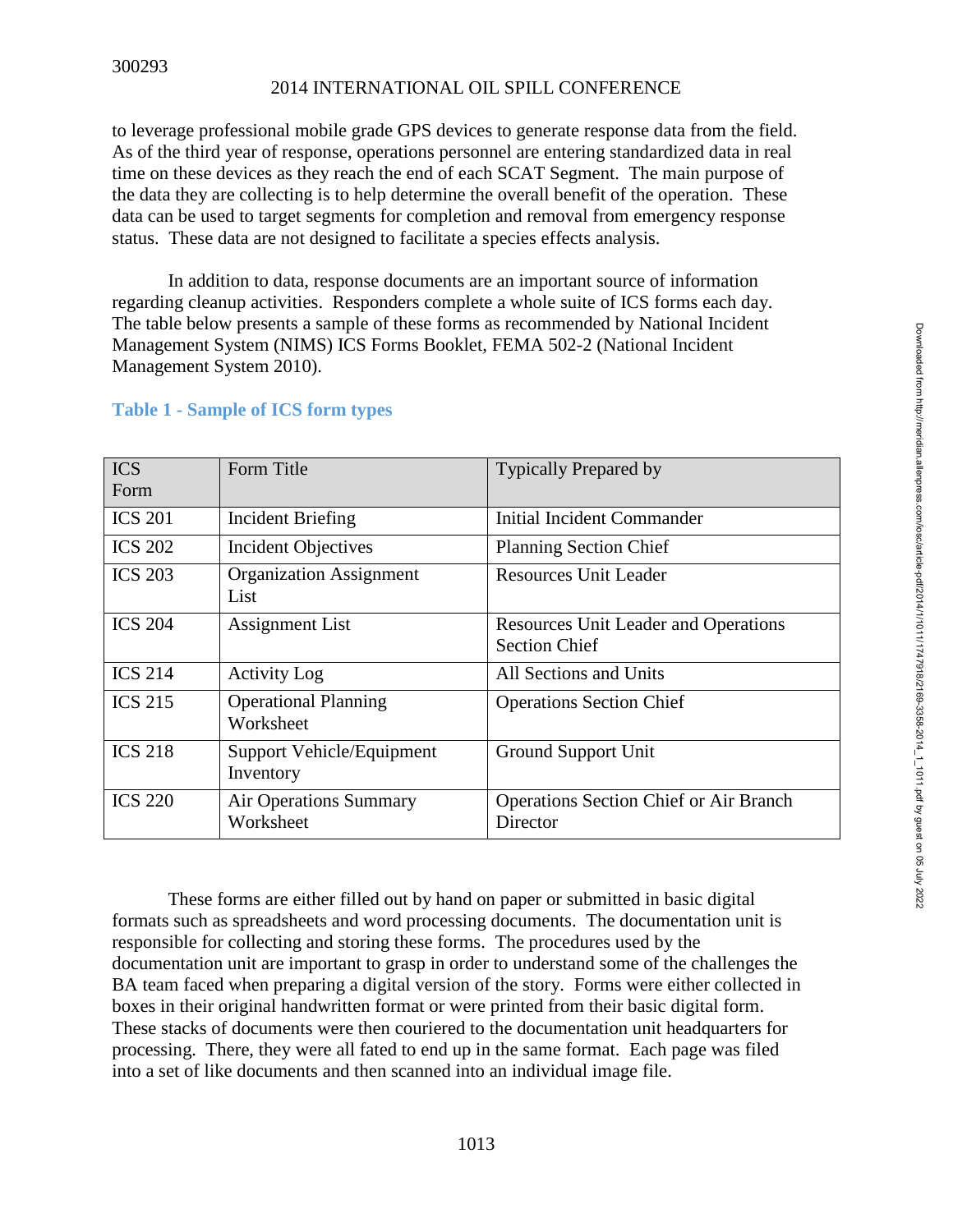to leverage professional mobile grade GPS devices to generate response data from the field. As of the third year of response, operations personnel are entering standardized data in real time on these devices as they reach the end of each SCAT Segment. The main purpose of the data they are collecting is to help determine the overall benefit of the operation. These data can be used to target segments for completion and removal from emergency response status. These data are not designed to facilitate a species effects analysis.

In addition to data, response documents are an important source of information regarding cleanup activities. Responders complete a whole suite of ICS forms each day. The table below presents a sample of these forms as recommended by National Incident Management System (NIMS) ICS Forms Booklet, FEMA 502-2 (National Incident Management System 2010).

**Table 1 - Sample of ICS form types**

| ICS Form | Form Title | Typically Prepared by |
|---|---|---|
| ICS 201 | Incident Briefing | Initial Incident Commander |
| ICS 202 | Incident Objectives | Planning Section Chief |
| ICS 203 | Organization Assignment List | Resources Unit Leader |
| ICS 204 | Assignment List | Resources Unit Leader and Operations Section Chief |
| ICS 214 | Activity Log | All Sections and Units |
| ICS 215 | Operational Planning Worksheet | Operations Section Chief |
| ICS 218 | Support Vehicle/Equipment Inventory | Ground Support Unit |
| ICS 220 | Air Operations Summary Worksheet | Operations Section Chief or Air Branch Director |

These forms are either filled out by hand on paper or submitted in basic digital formats such as spreadsheets and word processing documents. The documentation unit is responsible for collecting and storing these forms. The procedures used by the documentation unit are important to grasp in order to understand some of the challenges the BA team faced when preparing a digital version of the story. Forms were either collected in boxes in their original handwritten format or were printed from their basic digital form. These stacks of documents were then couriered to the documentation unit headquarters for processing. There, they were all fated to end up in the same format. Each page was filed into a set of like documents and then scanned into an individual image file.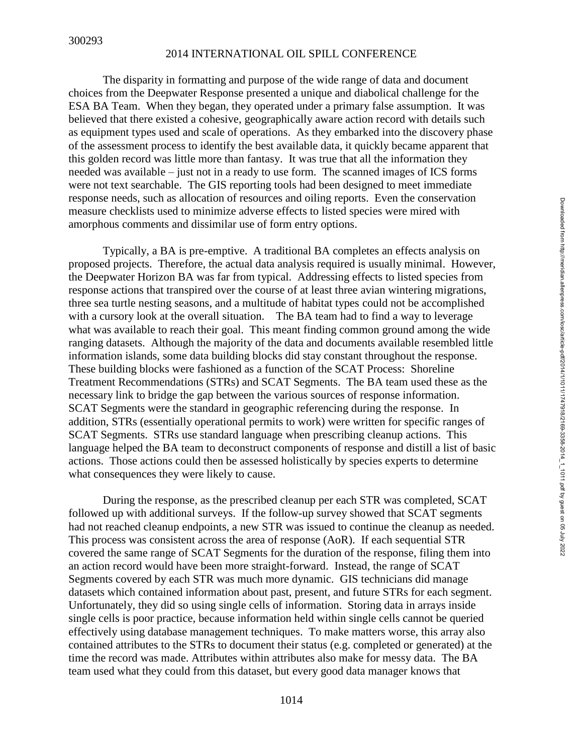The disparity in formatting and purpose of the wide range of data and document choices from the Deepwater Response presented a unique and diabolical challenge for the ESA BA Team. When they began, they operated under a primary false assumption. It was believed that there existed a cohesive, geographically aware action record with details such as equipment types used and scale of operations. As they embarked into the discovery phase of the assessment process to identify the best available data, it quickly became apparent that this golden record was little more than fantasy. It was true that all the information they needed was available – just not in a ready to use form. The scanned images of ICS forms were not text searchable. The GIS reporting tools had been designed to meet immediate response needs, such as allocation of resources and oiling reports. Even the conservation measure checklists used to minimize adverse effects to listed species were mired with amorphous comments and dissimilar use of form entry options.

Typically, a BA is pre-emptive. A traditional BA completes an effects analysis on proposed projects. Therefore, the actual data analysis required is usually minimal. However, the Deepwater Horizon BA was far from typical. Addressing effects to listed species from response actions that transpired over the course of at least three avian wintering migrations, three sea turtle nesting seasons, and a multitude of habitat types could not be accomplished with a cursory look at the overall situation. The BA team had to find a way to leverage what was available to reach their goal. This meant finding common ground among the wide ranging datasets. Although the majority of the data and documents available resembled little information islands, some data building blocks did stay constant throughout the response. These building blocks were fashioned as a function of the SCAT Process: Shoreline Treatment Recommendations (STRs) and SCAT Segments. The BA team used these as the necessary link to bridge the gap between the various sources of response information. SCAT Segments were the standard in geographic referencing during the response. In addition, STRs (essentially operational permits to work) were written for specific ranges of SCAT Segments. STRs use standard language when prescribing cleanup actions. This language helped the BA team to deconstruct components of response and distill a list of basic actions. Those actions could then be assessed holistically by species experts to determine what consequences they were likely to cause.

During the response, as the prescribed cleanup per each STR was completed, SCAT followed up with additional surveys. If the follow-up survey showed that SCAT segments had not reached cleanup endpoints, a new STR was issued to continue the cleanup as needed. This process was consistent across the area of response (AoR). If each sequential STR covered the same range of SCAT Segments for the duration of the response, filing them into an action record would have been more straight-forward. Instead, the range of SCAT Segments covered by each STR was much more dynamic. GIS technicians did manage datasets which contained information about past, present, and future STRs for each segment. Unfortunately, they did so using single cells of information. Storing data in arrays inside single cells is poor practice, because information held within single cells cannot be queried effectively using database management techniques. To make matters worse, this array also contained attributes to the STRs to document their status (e.g. completed or generated) at the time the record was made. Attributes within attributes also make for messy data. The BA team used what they could from this dataset, but every good data manager knows that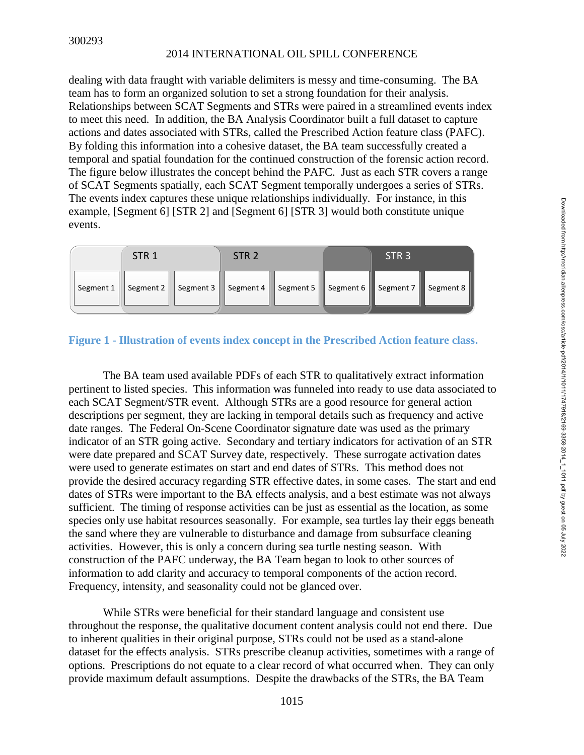dealing with data fraught with variable delimiters is messy and time-consuming. The BA team has to form an organized solution to set a strong foundation for their analysis. Relationships between SCAT Segments and STRs were paired in a streamlined events index to meet this need. In addition, the BA Analysis Coordinator built a full dataset to capture actions and dates associated with STRs, called the Prescribed Action feature class (PAFC). By folding this information into a cohesive dataset, the BA team successfully created a temporal and spatial foundation for the continued construction of the forensic action record. The figure below illustrates the concept behind the PAFC. Just as each STR covers a range of SCAT Segments spatially, each SCAT Segment temporally undergoes a series of STRs. The events index captures these unique relationships individually. For instance, in this example, [Segment 6] [STR 2] and [Segment 6] [STR 3] would both constitute unique events.

| | STR 1 | | STR 2 | | | STR 3 | |
|---|---|---|---|---|---|---|---|
| Segment 1 | Segment 2 | Segment 3 | Segment 4 | Segment 5 | Segment 6 | Segment 7 | Segment 8 |

**Figure 1 - Illustration of events index concept in the Prescribed Action feature class.**

The BA team used available PDFs of each STR to qualitatively extract information pertinent to listed species. This information was funneled into ready to use data associated to each SCAT Segment/STR event. Although STRs are a good resource for general action descriptions per segment, they are lacking in temporal details such as frequency and active date ranges. The Federal On-Scene Coordinator signature date was used as the primary indicator of an STR going active. Secondary and tertiary indicators for activation of an STR were date prepared and SCAT Survey date, respectively. These surrogate activation dates were used to generate estimates on start and end dates of STRs. This method does not provide the desired accuracy regarding STR effective dates, in some cases. The start and end dates of STRs were important to the BA effects analysis, and a best estimate was not always sufficient. The timing of response activities can be just as essential as the location, as some species only use habitat resources seasonally. For example, sea turtles lay their eggs beneath the sand where they are vulnerable to disturbance and damage from subsurface cleaning activities. However, this is only a concern during sea turtle nesting season. With construction of the PAFC underway, the BA Team began to look to other sources of information to add clarity and accuracy to temporal components of the action record. Frequency, intensity, and seasonality could not be glanced over.

While STRs were beneficial for their standard language and consistent use throughout the response, the qualitative document content analysis could not end there. Due to inherent qualities in their original purpose, STRs could not be used as a stand-alone dataset for the effects analysis. STRs prescribe cleanup activities, sometimes with a range of options. Prescriptions do not equate to a clear record of what occurred when. They can only provide maximum default assumptions. Despite the drawbacks of the STRs, the BA Team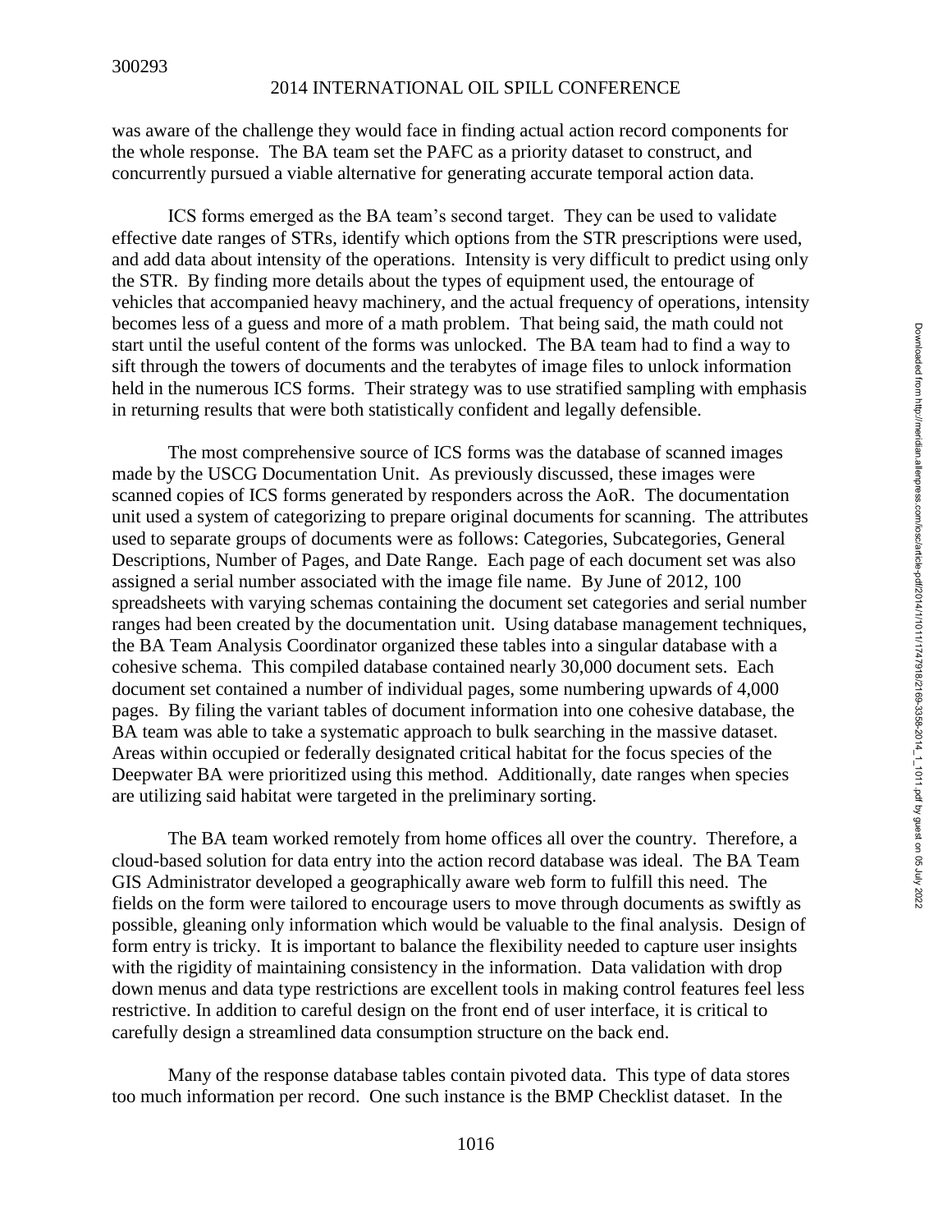was aware of the challenge they would face in finding actual action record components for the whole response. The BA team set the PAFC as a priority dataset to construct, and concurrently pursued a viable alternative for generating accurate temporal action data.

ICS forms emerged as the BA team's second target. They can be used to validate effective date ranges of STRs, identify which options from the STR prescriptions were used, and add data about intensity of the operations. Intensity is very difficult to predict using only the STR. By finding more details about the types of equipment used, the entourage of vehicles that accompanied heavy machinery, and the actual frequency of operations, intensity becomes less of a guess and more of a math problem. That being said, the math could not start until the useful content of the forms was unlocked. The BA team had to find a way to sift through the towers of documents and the terabytes of image files to unlock information held in the numerous ICS forms. Their strategy was to use stratified sampling with emphasis in returning results that were both statistically confident and legally defensible.

The most comprehensive source of ICS forms was the database of scanned images made by the USCG Documentation Unit. As previously discussed, these images were scanned copies of ICS forms generated by responders across the AoR. The documentation unit used a system of categorizing to prepare original documents for scanning. The attributes used to separate groups of documents were as follows: Categories, Subcategories, General Descriptions, Number of Pages, and Date Range. Each page of each document set was also assigned a serial number associated with the image file name. By June of 2012, 100 spreadsheets with varying schemas containing the document set categories and serial number ranges had been created by the documentation unit. Using database management techniques, the BA Team Analysis Coordinator organized these tables into a singular database with a cohesive schema. This compiled database contained nearly 30,000 document sets. Each document set contained a number of individual pages, some numbering upwards of 4,000 pages. By filing the variant tables of document information into one cohesive database, the BA team was able to take a systematic approach to bulk searching in the massive dataset. Areas within occupied or federally designated critical habitat for the focus species of the Deepwater BA were prioritized using this method. Additionally, date ranges when species are utilizing said habitat were targeted in the preliminary sorting.

The BA team worked remotely from home offices all over the country. Therefore, a cloud-based solution for data entry into the action record database was ideal. The BA Team GIS Administrator developed a geographically aware web form to fulfill this need. The fields on the form were tailored to encourage users to move through documents as swiftly as possible, gleaning only information which would be valuable to the final analysis. Design of form entry is tricky. It is important to balance the flexibility needed to capture user insights with the rigidity of maintaining consistency in the information. Data validation with drop down menus and data type restrictions are excellent tools in making control features feel less restrictive. In addition to careful design on the front end of user interface, it is critical to carefully design a streamlined data consumption structure on the back end.

Many of the response database tables contain pivoted data. This type of data stores too much information per record. One such instance is the BMP Checklist dataset. In the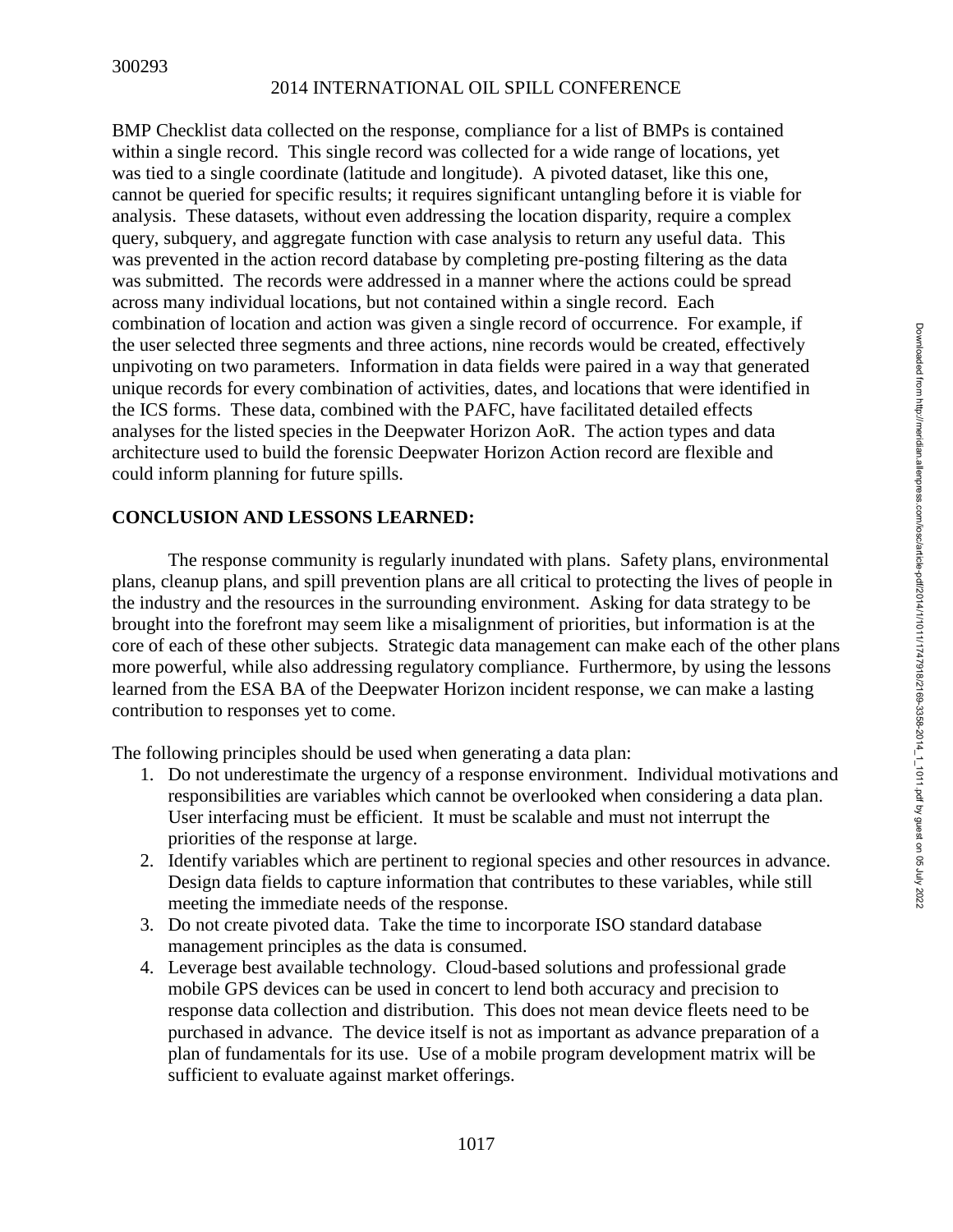BMP Checklist data collected on the response, compliance for a list of BMPs is contained within a single record. This single record was collected for a wide range of locations, yet was tied to a single coordinate (latitude and longitude). A pivoted dataset, like this one, cannot be queried for specific results; it requires significant untangling before it is viable for analysis. These datasets, without even addressing the location disparity, require a complex query, subquery, and aggregate function with case analysis to return any useful data. This was prevented in the action record database by completing pre-posting filtering as the data was submitted. The records were addressed in a manner where the actions could be spread across many individual locations, but not contained within a single record. Each combination of location and action was given a single record of occurrence. For example, if the user selected three segments and three actions, nine records would be created, effectively unpivoting on two parameters. Information in data fields were paired in a way that generated unique records for every combination of activities, dates, and locations that were identified in the ICS forms. These data, combined with the PAFC, have facilitated detailed effects analyses for the listed species in the Deepwater Horizon AoR. The action types and data architecture used to build the forensic Deepwater Horizon Action record are flexible and could inform planning for future spills.

## CONCLUSION AND LESSONS LEARNED:

The response community is regularly inundated with plans. Safety plans, environmental plans, cleanup plans, and spill prevention plans are all critical to protecting the lives of people in the industry and the resources in the surrounding environment. Asking for data strategy to be brought into the forefront may seem like a misalignment of priorities, but information is at the core of each of these other subjects. Strategic data management can make each of the other plans more powerful, while also addressing regulatory compliance. Furthermore, by using the lessons learned from the ESA BA of the Deepwater Horizon incident response, we can make a lasting contribution to responses yet to come.

The following principles should be used when generating a data plan:

1. Do not underestimate the urgency of a response environment. Individual motivations and responsibilities are variables which cannot be overlooked when considering a data plan. User interfacing must be efficient. It must be scalable and must not interrupt the priorities of the response at large.
2. Identify variables which are pertinent to regional species and other resources in advance. Design data fields to capture information that contributes to these variables, while still meeting the immediate needs of the response.
3. Do not create pivoted data. Take the time to incorporate ISO standard database management principles as the data is consumed.
4. Leverage best available technology. Cloud-based solutions and professional grade mobile GPS devices can be used in concert to lend both accuracy and precision to response data collection and distribution. This does not mean device fleets need to be purchased in advance. The device itself is not as important as advance preparation of a plan of fundamentals for its use. Use of a mobile program development matrix will be sufficient to evaluate against market offerings.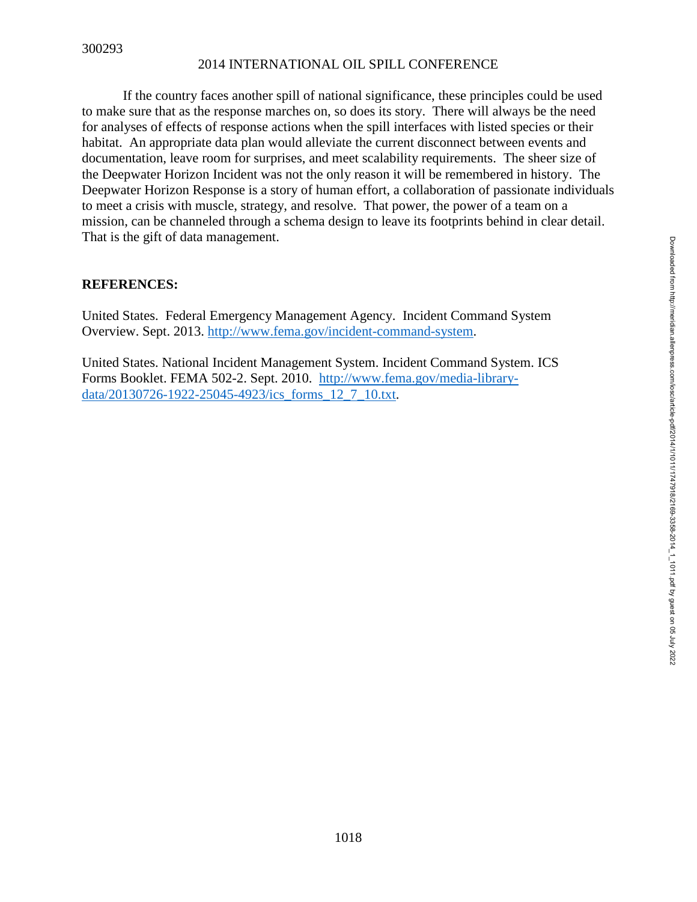If the country faces another spill of national significance, these principles could be used to make sure that as the response marches on, so does its story. There will always be the need for analyses of effects of response actions when the spill interfaces with listed species or their habitat. An appropriate data plan would alleviate the current disconnect between events and documentation, leave room for surprises, and meet scalability requirements. The sheer size of the Deepwater Horizon Incident was not the only reason it will be remembered in history. The Deepwater Horizon Response is a story of human effort, a collaboration of passionate individuals to meet a crisis with muscle, strategy, and resolve. That power, the power of a team on a mission, can be channeled through a schema design to leave its footprints behind in clear detail. That is the gift of data management.

## REFERENCES:

United States. Federal Emergency Management Agency. Incident Command System Overview. Sept. 2013. http://www.fema.gov/incident-command-system.

United States. National Incident Management System. Incident Command System. ICS Forms Booklet. FEMA 502-2. Sept. 2010. http://www.fema.gov/media-library-data/20130726-1922-25045-4923/ics_forms_12_7_10.txt.